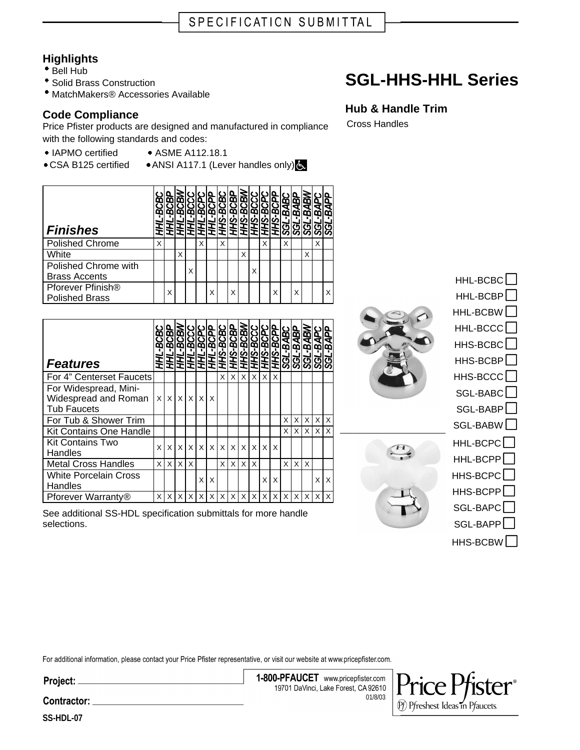SPECIFICATION SUBMITTAL

## Highlights

- Bell Hub
- Solid Brass Construction
- MatchMakers® Accessories Available

## Code Compliance

Price Pfister products are designed and manufactured in compliance with the following standards and codes:

- IAPMO certified
- ASME A112.18.1
- CSA B125 certified
- ANSI A117.1 (Lever handles only)

# SGL-HHS-HHL Series

## Hub & Handle Trim

Cross Handles

| *Finishes* | HHL-BCBC | HHL-BCBP | HHL-BCBW | HHL-BCCC | HHL-BCPC | HHL-BCPP | HHS-BCBC | HHS-BCBP | HHS-BCBW | HHS-BCCC | HHS-BCPC | HHS-BCPP | SGL-BABC | SGL-BABP | SGL-BABW | SGL-BAPC | SGL-BAPP |
|---|---|---|---|---|---|---|---|---|---|---|---|---|---|---|---|---|---|
| Polished Chrome | X | | | | X | | X | | | | X | | X | | | X | |
| White | | | X | | | | | | X | | | | | | X | | |
| Polished Chrome with Brass Accents | | | | X | | | | | | X | | | | | | | |
| Pforever Pfinish® Polished Brass | | X | | | | X | | X | | | | X | | X | | | X |

| *Features* | HHL-BCBC | HHL-BCBP | HHL-BCBW | HHL-BCCC | HHL-BCPC | HHL-BCPP | HHS-BCBC | HHS-BCBP | HHS-BCBW | HHS-BCCC | HHS-BCPC | HHS-BCPP | SGL-BABC | SGL-BABP | SGL-BABW | SGL-BAPC | SGL-BAPP |
|---|---|---|---|---|---|---|---|---|---|---|---|---|---|---|---|---|---|
| For 4" Centerset Faucets | | | | | | | X | X | X | X | X | X | | | | | |
| For Widespread, Mini-Widespread and Roman Tub Faucets | X | X | X | X | X | X | | | | | | | | | | | |
| For Tub & Shower Trim | | | | | | | | | | | | | X | X | X | X | X |
| Kit Contains One Handle | | | | | | | | | | | | | X | X | X | X | X |
| Kit Contains Two Handles | X | X | X | X | X | X | X | X | X | X | X | X | | | | | |
| Metal Cross Handles | X | X | X | X | | | X | X | X | X | | | X | X | X | | |
| White Porcelain Cross Handles | | | | | X | X | | | | | X | X | | | | X | X |
| Pforever Warranty® | X | X | X | X | X | X | X | X | X | X | X | X | X | X | X | X | X |

See additional SS-HDL specification submittals for more handle selections.

HHL-BCBC ☐
HHL-BCBP ☐
HHL-BCBW ☐
HHL-BCCC ☐
HHS-BCBC ☐
HHS-BCBP ☐
HHS-BCCC ☐
SGL-BABC ☐
SGL-BABP ☐
SGL-BABW ☐

HHL-BCPC ☐
HHL-BCPP ☐
HHS-BCPC ☐
HHS-BCPP ☐
SGL-BAPC ☐
SGL-BAPP ☐
HHS-BCBW ☐

For additional information, please contact your Price Pfister representative, or visit our website at www.pricepfister.com.

**Project:** ______________________

**Contractor:** ______________________

**1-800-PFAUCET** www.pricepfister.com
19701 DaVinci, Lake Forest, CA 92610
01/8/03

Price Pfister®
Pfreshest Ideas in Pfaucets.

**SS-HDL-07**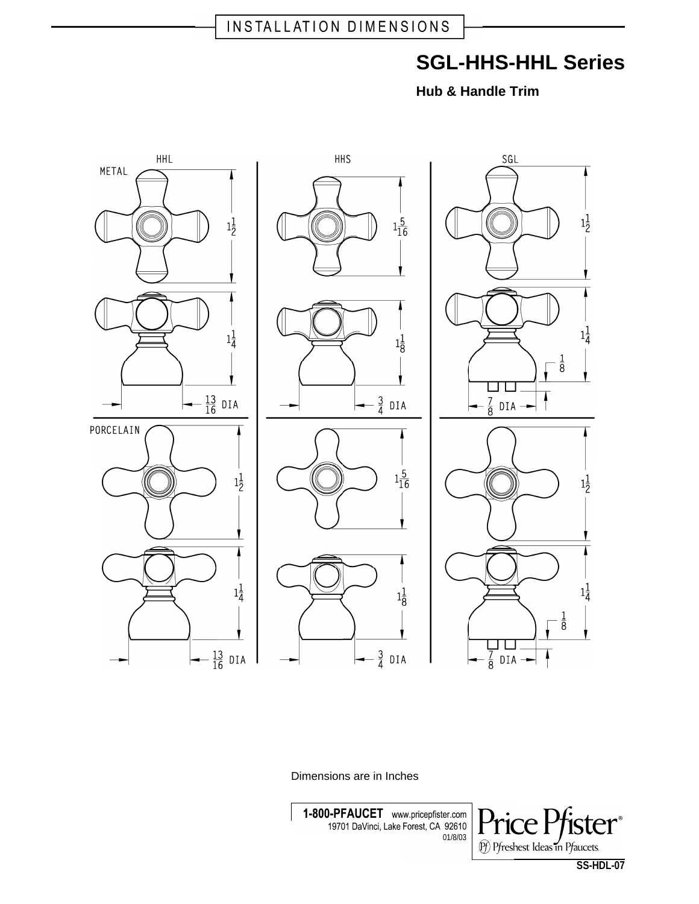INSTALLATION DIMENSIONS

# SGL-HHS-HHL Series

**Hub & Handle Trim**

HHL

METAL

$1\frac{1}{2}$

$1\frac{1}{4}$

$\frac{13}{16}$ DIA

HHS

$1\frac{5}{16}$

$1\frac{1}{8}$

$\frac{3}{4}$ DIA

SGL

$1\frac{1}{2}$

$1\frac{1}{4}$

$\frac{1}{8}$

$\frac{7}{8}$ DIA

PORCELAIN

$1\frac{1}{2}$

$1\frac{1}{4}$

$\frac{13}{16}$ DIA

$1\frac{5}{16}$

$1\frac{1}{8}$

$\frac{3}{4}$ DIA

$1\frac{1}{2}$

$1\frac{1}{4}$

$\frac{1}{8}$

$\frac{7}{8}$ DIA

Dimensions are in Inches

**1-800-PFAUCET** www.pricepfister.com
19701 DaVinci, Lake Forest, CA 92610
01/8/03

Price Pfister®
Pfreshest Ideas in Pfaucets.

**SS-HDL-07**